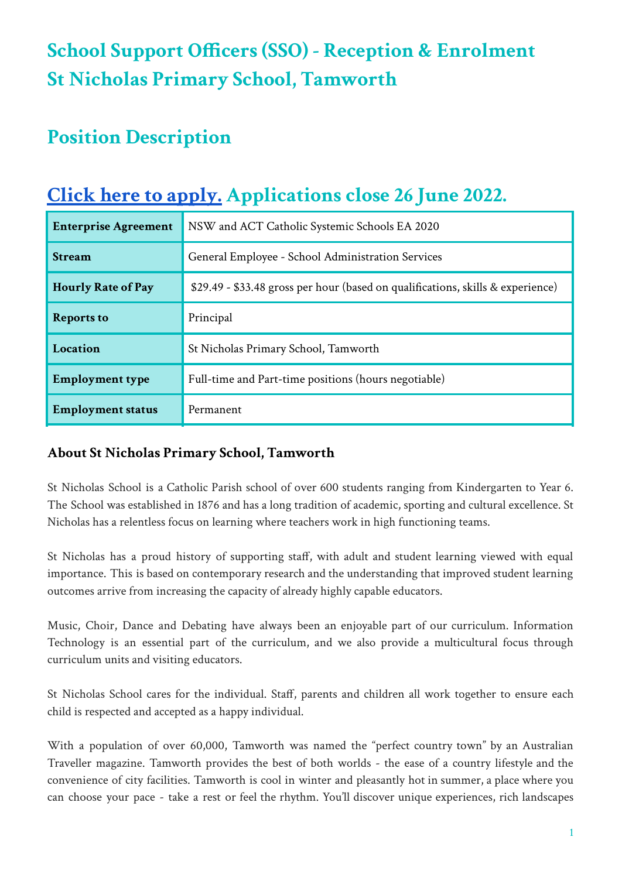# School Support Officers (SSO) - Reception & Enrolment St Nicholas Primary School, Tamworth

## Position Description

## Click here to apply. Applications close 26 June 2022.

| Enterprise Agreement | NSW and ACT Catholic Systemic Schools EA 2020 |
|---|---|
| Stream | General Employee - School Administration Services |
| Hourly Rate of Pay | $29.49 - $33.48 gross per hour (based on qualifications, skills & experience) |
| Reports to | Principal |
| Location | St Nicholas Primary School, Tamworth |
| Employment type | Full-time and Part-time positions (hours negotiable) |
| Employment status | Permanent |

### About St Nicholas Primary School, Tamworth

St Nicholas School is a Catholic Parish school of over 600 students ranging from Kindergarten to Year 6. The School was established in 1876 and has a long tradition of academic, sporting and cultural excellence. St Nicholas has a relentless focus on learning where teachers work in high functioning teams.

St Nicholas has a proud history of supporting staff, with adult and student learning viewed with equal importance. This is based on contemporary research and the understanding that improved student learning outcomes arrive from increasing the capacity of already highly capable educators.

Music, Choir, Dance and Debating have always been an enjoyable part of our curriculum. Information Technology is an essential part of the curriculum, and we also provide a multicultural focus through curriculum units and visiting educators.

St Nicholas School cares for the individual. Staff, parents and children all work together to ensure each child is respected and accepted as a happy individual.

With a population of over 60,000, Tamworth was named the "perfect country town" by an Australian Traveller magazine. Tamworth provides the best of both worlds - the ease of a country lifestyle and the convenience of city facilities. Tamworth is cool in winter and pleasantly hot in summer, a place where you can choose your pace - take a rest or feel the rhythm. You'll discover unique experiences, rich landscapes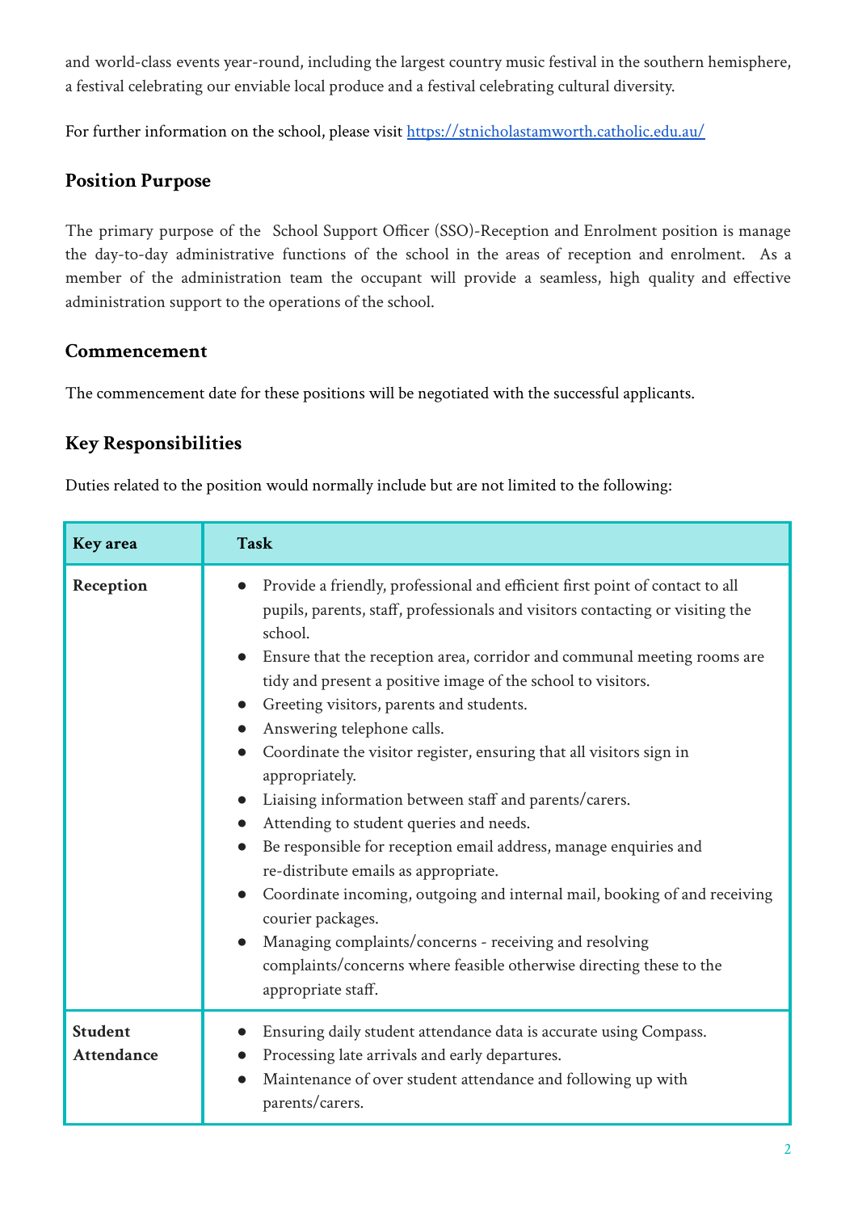and world-class events year-round, including the largest country music festival in the southern hemisphere, a festival celebrating our enviable local produce and a festival celebrating cultural diversity.

For further information on the school, please visit https://stnicholastamworth.catholic.edu.au/

## Position Purpose

The primary purpose of the School Support Officer (SSO)-Reception and Enrolment position is manage the day-to-day administrative functions of the school in the areas of reception and enrolment. As a member of the administration team the occupant will provide a seamless, high quality and effective administration support to the operations of the school.

## Commencement

The commencement date for these positions will be negotiated with the successful applicants.

## Key Responsibilities

Duties related to the position would normally include but are not limited to the following:

| Key area | Task |
|---|---|
| **Reception** | • Provide a friendly, professional and efficient first point of contact to all pupils, parents, staff, professionals and visitors contacting or visiting the school.<br>• Ensure that the reception area, corridor and communal meeting rooms are tidy and present a positive image of the school to visitors.<br>• Greeting visitors, parents and students.<br>• Answering telephone calls.<br>• Coordinate the visitor register, ensuring that all visitors sign in appropriately.<br>• Liaising information between staff and parents/carers.<br>• Attending to student queries and needs.<br>• Be responsible for reception email address, manage enquiries and re-distribute emails as appropriate.<br>• Coordinate incoming, outgoing and internal mail, booking of and receiving courier packages.<br>• Managing complaints/concerns - receiving and resolving complaints/concerns where feasible otherwise directing these to the appropriate staff. |
| **Student Attendance** | • Ensuring daily student attendance data is accurate using Compass.<br>• Processing late arrivals and early departures.<br>• Maintenance of over student attendance and following up with parents/carers. |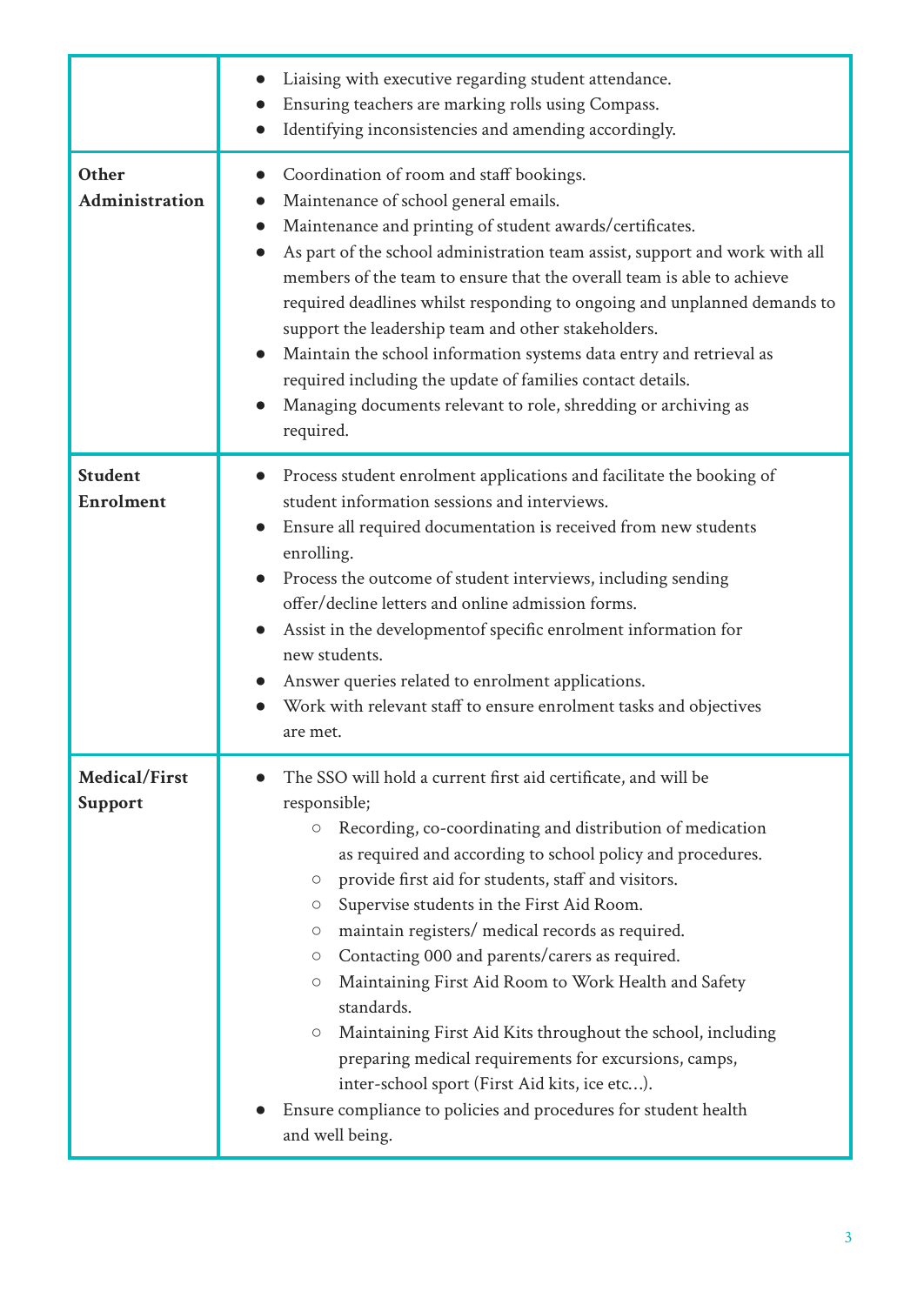| | |
|---|---|
| | ● Liaising with executive regarding student attendance.<br>● Ensuring teachers are marking rolls using Compass.<br>● Identifying inconsistencies and amending accordingly. |
| **Other Administration** | ● Coordination of room and staff bookings.<br>● Maintenance of school general emails.<br>● Maintenance and printing of student awards/certificates.<br>● As part of the school administration team assist, support and work with all members of the team to ensure that the overall team is able to achieve required deadlines whilst responding to ongoing and unplanned demands to support the leadership team and other stakeholders.<br>● Maintain the school information systems data entry and retrieval as required including the update of families contact details.<br>● Managing documents relevant to role, shredding or archiving as required. |
| **Student Enrolment** | ● Process student enrolment applications and facilitate the booking of student information sessions and interviews.<br>● Ensure all required documentation is received from new students enrolling.<br>● Process the outcome of student interviews, including sending offer/decline letters and online admission forms.<br>● Assist in the developmentof specific enrolment information for new students.<br>● Answer queries related to enrolment applications.<br>● Work with relevant staff to ensure enrolment tasks and objectives are met. |
| **Medical/First Support** | ● The SSO will hold a current first aid certificate, and will be responsible;<br>○ Recording, co-coordinating and distribution of medication as required and according to school policy and procedures.<br>○ provide first aid for students, staff and visitors.<br>○ Supervise students in the First Aid Room.<br>○ maintain registers/ medical records as required.<br>○ Contacting 000 and parents/carers as required.<br>○ Maintaining First Aid Room to Work Health and Safety standards.<br>○ Maintaining First Aid Kits throughout the school, including preparing medical requirements for excursions, camps, inter-school sport (First Aid kits, ice etc…).<br>● Ensure compliance to policies and procedures for student health and well being. |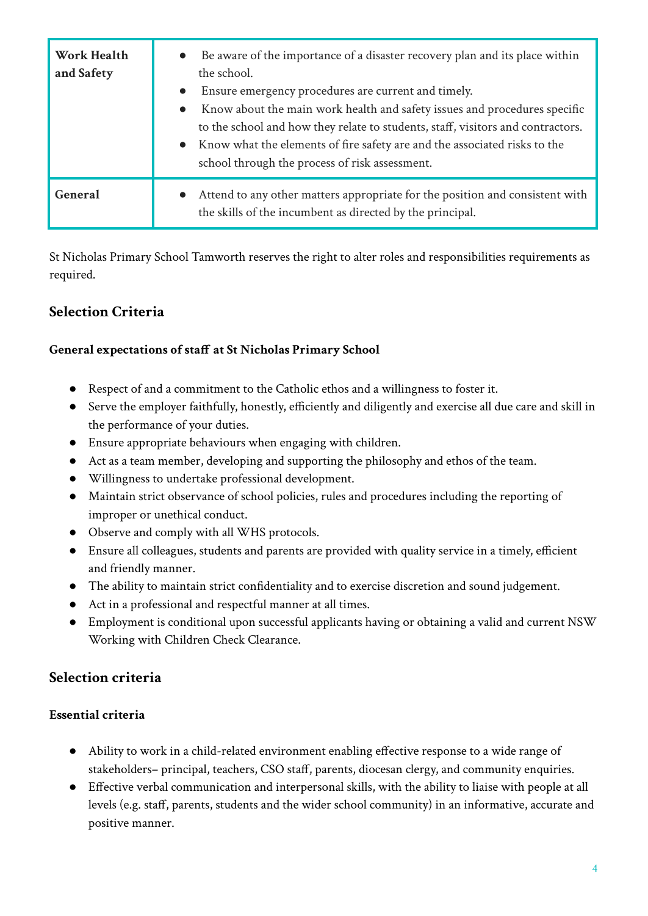| Work Health and Safety | • Be aware of the importance of a disaster recovery plan and its place within the school.<br>• Ensure emergency procedures are current and timely.<br>• Know about the main work health and safety issues and procedures specific to the school and how they relate to students, staff, visitors and contractors.<br>• Know what the elements of fire safety are and the associated risks to the school through the process of risk assessment. |
|---|---|
| **General** | • Attend to any other matters appropriate for the position and consistent with the skills of the incumbent as directed by the principal. |

St Nicholas Primary School Tamworth reserves the right to alter roles and responsibilities requirements as required.

## Selection Criteria

### General expectations of staff at St Nicholas Primary School

- Respect of and a commitment to the Catholic ethos and a willingness to foster it.
- Serve the employer faithfully, honestly, efficiently and diligently and exercise all due care and skill in the performance of your duties.
- Ensure appropriate behaviours when engaging with children.
- Act as a team member, developing and supporting the philosophy and ethos of the team.
- Willingness to undertake professional development.
- Maintain strict observance of school policies, rules and procedures including the reporting of improper or unethical conduct.
- Observe and comply with all WHS protocols.
- Ensure all colleagues, students and parents are provided with quality service in a timely, efficient and friendly manner.
- The ability to maintain strict confidentiality and to exercise discretion and sound judgement.
- Act in a professional and respectful manner at all times.
- Employment is conditional upon successful applicants having or obtaining a valid and current NSW Working with Children Check Clearance.

## Selection criteria

### Essential criteria

- Ability to work in a child-related environment enabling effective response to a wide range of stakeholders– principal, teachers, CSO staff, parents, diocesan clergy, and community enquiries.
- Effective verbal communication and interpersonal skills, with the ability to liaise with people at all levels (e.g. staff, parents, students and the wider school community) in an informative, accurate and positive manner.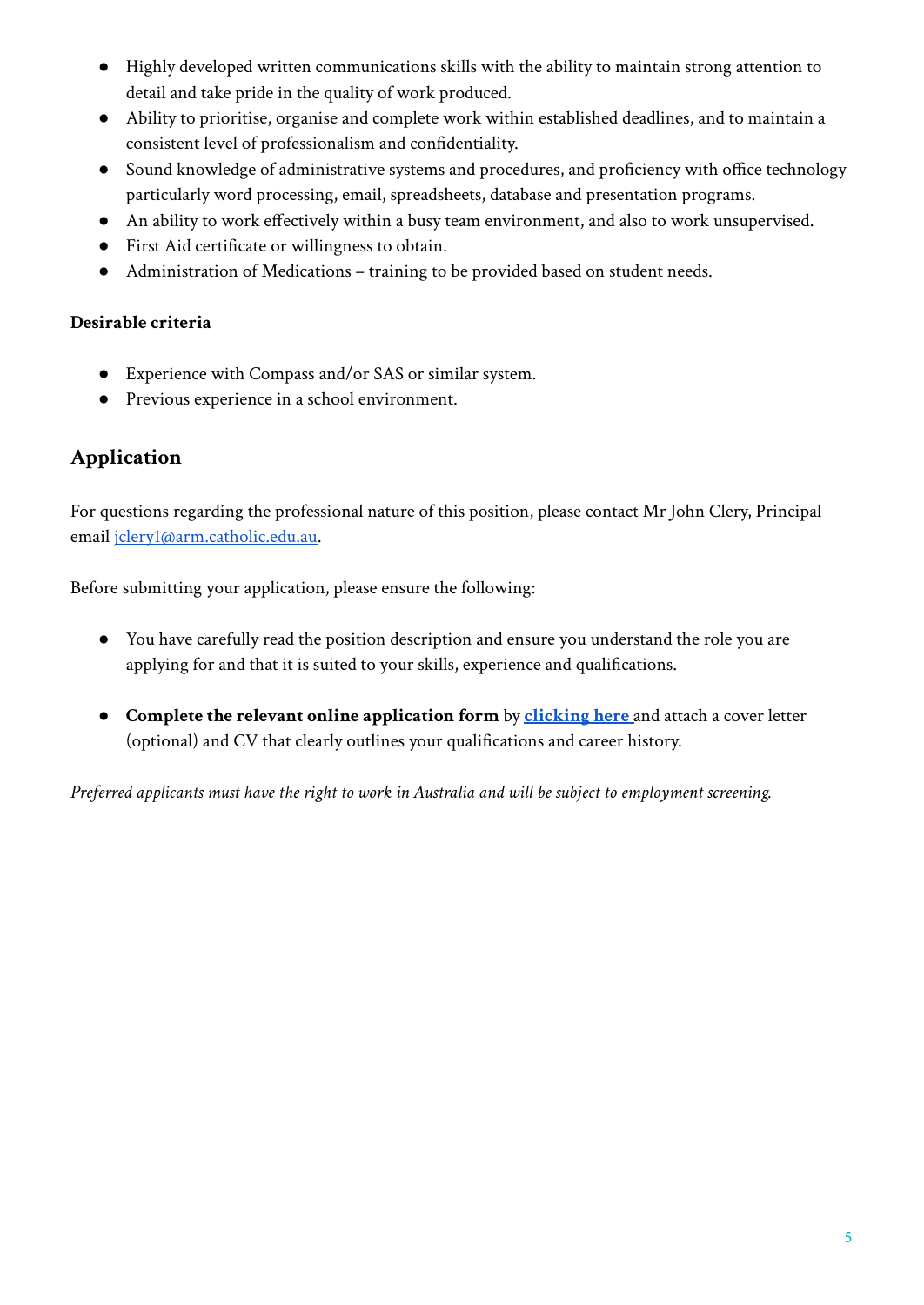- Highly developed written communications skills with the ability to maintain strong attention to detail and take pride in the quality of work produced.
- Ability to prioritise, organise and complete work within established deadlines, and to maintain a consistent level of professionalism and confidentiality.
- Sound knowledge of administrative systems and procedures, and proficiency with office technology particularly word processing, email, spreadsheets, database and presentation programs.
- An ability to work effectively within a busy team environment, and also to work unsupervised.
- First Aid certificate or willingness to obtain.
- Administration of Medications – training to be provided based on student needs.

**Desirable criteria**

- Experience with Compass and/or SAS or similar system.
- Previous experience in a school environment.

## Application

For questions regarding the professional nature of this position, please contact Mr John Clery, Principal email jclery1@arm.catholic.edu.au.

Before submitting your application, please ensure the following:

- You have carefully read the position description and ensure you understand the role you are applying for and that it is suited to your skills, experience and qualifications.

- **Complete the relevant online application form** by **clicking here** and attach a cover letter (optional) and CV that clearly outlines your qualifications and career history.

*Preferred applicants must have the right to work in Australia and will be subject to employment screening.*